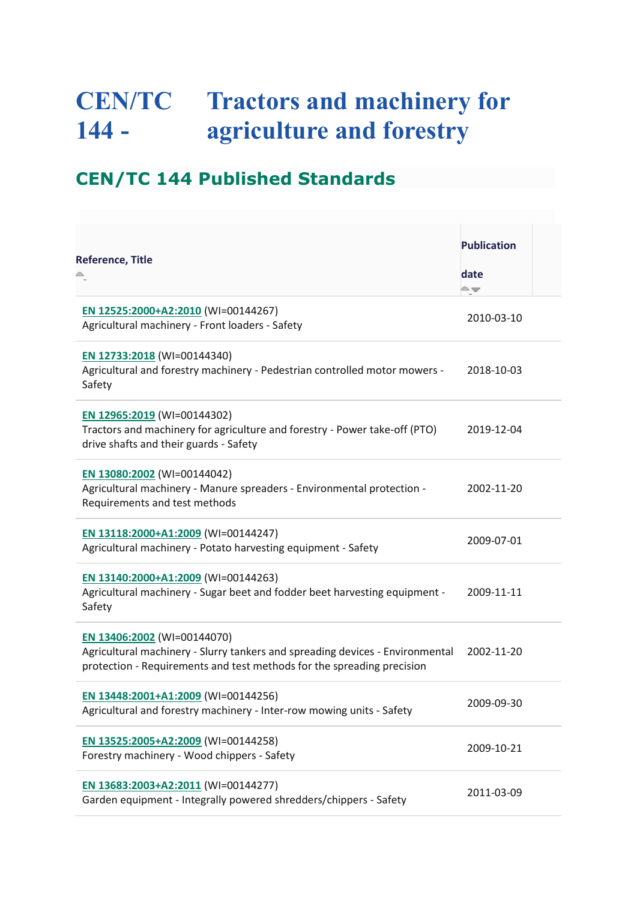# CEN/TC 144 - Tractors and machinery for agriculture and forestry

## CEN/TC 144 Published Standards

| Reference, Title | Publication date |
|---|---|
| **EN 12525:2000+A2:2010** (WI=00144267)<br>Agricultural machinery - Front loaders - Safety | 2010-03-10 |
| **EN 12733:2018** (WI=00144340)<br>Agricultural and forestry machinery - Pedestrian controlled motor mowers - Safety | 2018-10-03 |
| **EN 12965:2019** (WI=00144302)<br>Tractors and machinery for agriculture and forestry - Power take-off (PTO) drive shafts and their guards - Safety | 2019-12-04 |
| **EN 13080:2002** (WI=00144042)<br>Agricultural machinery - Manure spreaders - Environmental protection - Requirements and test methods | 2002-11-20 |
| **EN 13118:2000+A1:2009** (WI=00144247)<br>Agricultural machinery - Potato harvesting equipment - Safety | 2009-07-01 |
| **EN 13140:2000+A1:2009** (WI=00144263)<br>Agricultural machinery - Sugar beet and fodder beet harvesting equipment - Safety | 2009-11-11 |
| **EN 13406:2002** (WI=00144070)<br>Agricultural machinery - Slurry tankers and spreading devices - Environmental protection - Requirements and test methods for the spreading precision | 2002-11-20 |
| **EN 13448:2001+A1:2009** (WI=00144256)<br>Agricultural and forestry machinery - Inter-row mowing units - Safety | 2009-09-30 |
| **EN 13525:2005+A2:2009** (WI=00144258)<br>Forestry machinery - Wood chippers - Safety | 2009-10-21 |
| **EN 13683:2003+A2:2011** (WI=00144277)<br>Garden equipment - Integrally powered shredders/chippers - Safety | 2011-03-09 |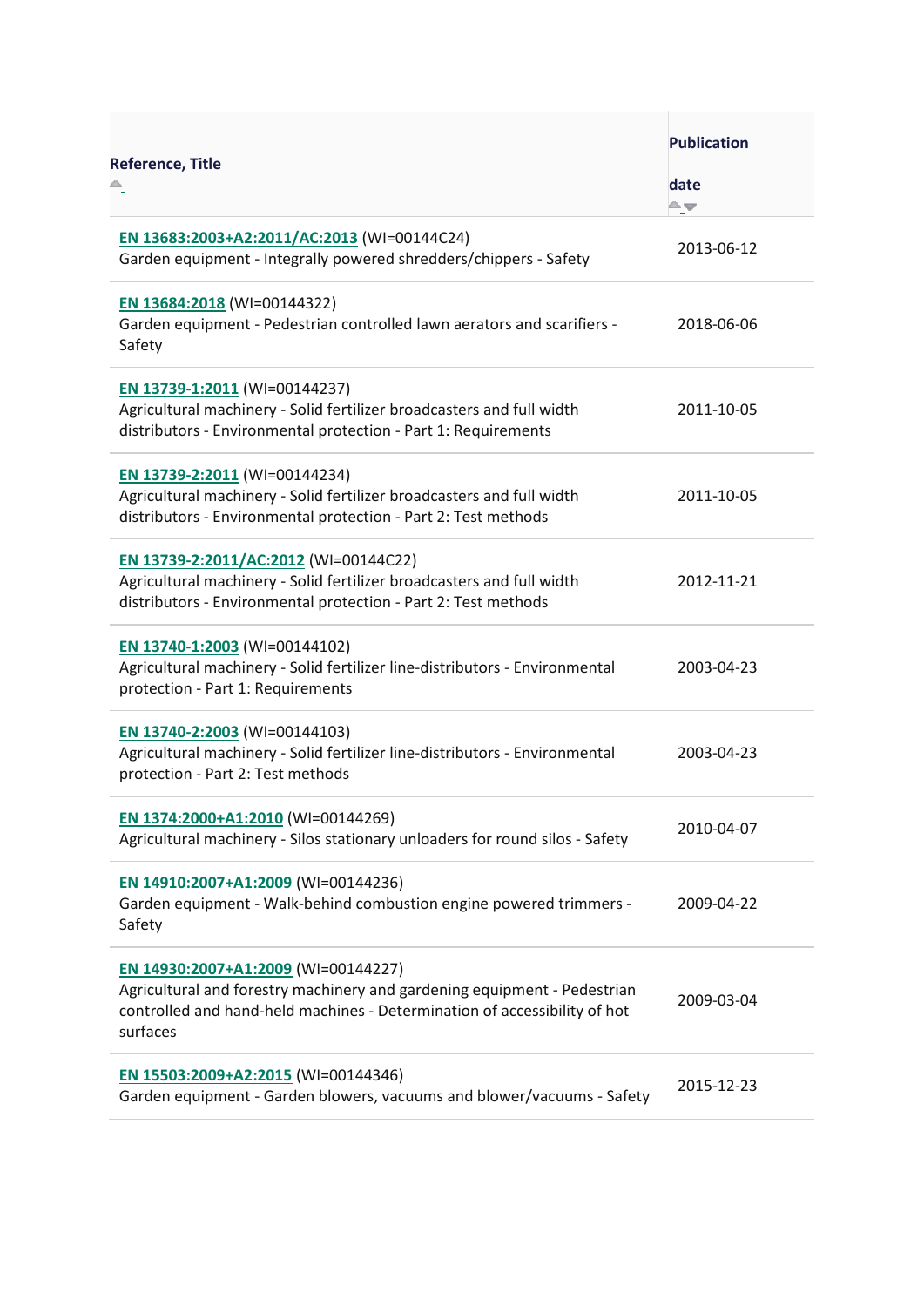| Reference, Title | Publication date |
|---|---|
| EN 13683:2003+A2:2011/AC:2013 (WI=00144C24)<br>Garden equipment - Integrally powered shredders/chippers - Safety | 2013-06-12 |
| EN 13684:2018 (WI=00144322)<br>Garden equipment - Pedestrian controlled lawn aerators and scarifiers - Safety | 2018-06-06 |
| EN 13739-1:2011 (WI=00144237)<br>Agricultural machinery - Solid fertilizer broadcasters and full width distributors - Environmental protection - Part 1: Requirements | 2011-10-05 |
| EN 13739-2:2011 (WI=00144234)<br>Agricultural machinery - Solid fertilizer broadcasters and full width distributors - Environmental protection - Part 2: Test methods | 2011-10-05 |
| EN 13739-2:2011/AC:2012 (WI=00144C22)<br>Agricultural machinery - Solid fertilizer broadcasters and full width distributors - Environmental protection - Part 2: Test methods | 2012-11-21 |
| EN 13740-1:2003 (WI=00144102)<br>Agricultural machinery - Solid fertilizer line-distributors - Environmental protection - Part 1: Requirements | 2003-04-23 |
| EN 13740-2:2003 (WI=00144103)<br>Agricultural machinery - Solid fertilizer line-distributors - Environmental protection - Part 2: Test methods | 2003-04-23 |
| EN 1374:2000+A1:2010 (WI=00144269)<br>Agricultural machinery - Silos stationary unloaders for round silos - Safety | 2010-04-07 |
| EN 14910:2007+A1:2009 (WI=00144236)<br>Garden equipment - Walk-behind combustion engine powered trimmers - Safety | 2009-04-22 |
| EN 14930:2007+A1:2009 (WI=00144227)<br>Agricultural and forestry machinery and gardening equipment - Pedestrian controlled and hand-held machines - Determination of accessibility of hot surfaces | 2009-03-04 |
| EN 15503:2009+A2:2015 (WI=00144346)<br>Garden equipment - Garden blowers, vacuums and blower/vacuums - Safety | 2015-12-23 |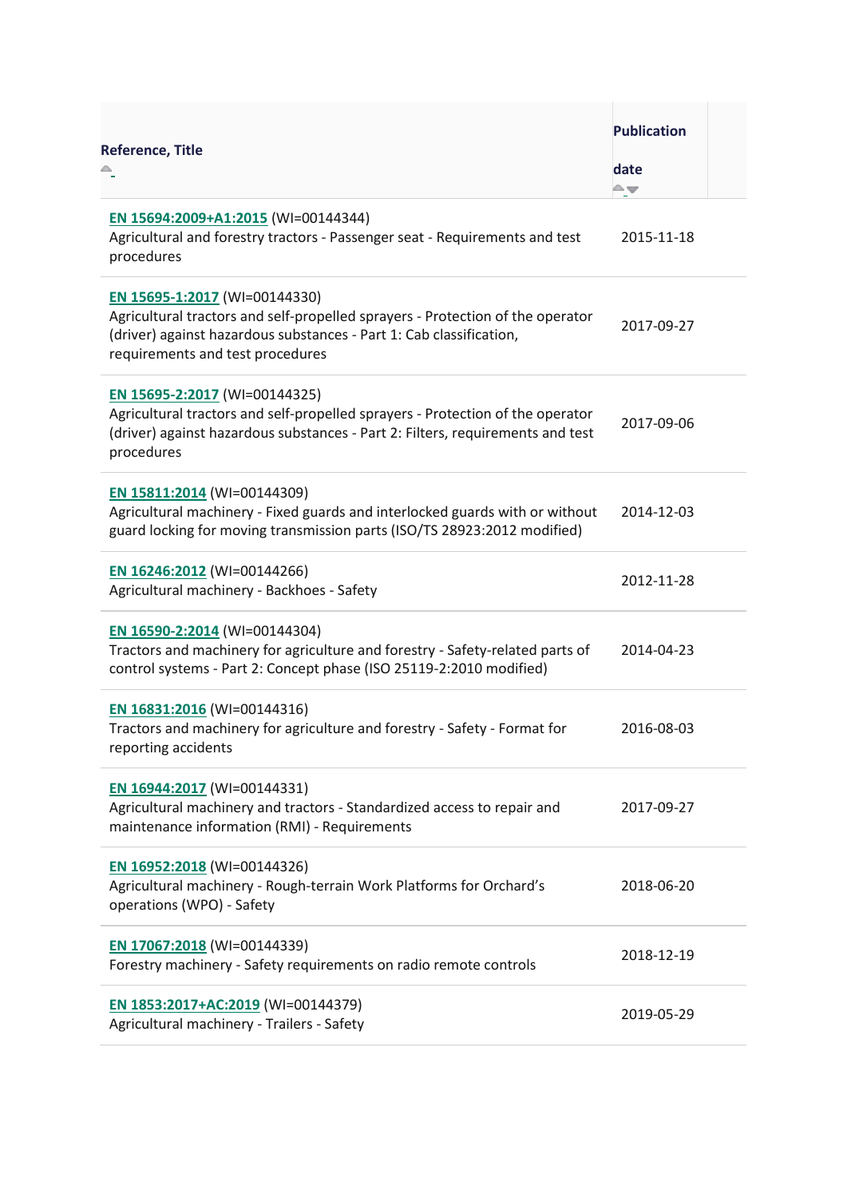| Reference, Title | Publication date |
|---|---|
| EN 15694:2009+A1:2015 (WI=00144344)<br>Agricultural and forestry tractors - Passenger seat - Requirements and test procedures | 2015-11-18 |
| EN 15695-1:2017 (WI=00144330)<br>Agricultural tractors and self-propelled sprayers - Protection of the operator (driver) against hazardous substances - Part 1: Cab classification, requirements and test procedures | 2017-09-27 |
| EN 15695-2:2017 (WI=00144325)<br>Agricultural tractors and self-propelled sprayers - Protection of the operator (driver) against hazardous substances - Part 2: Filters, requirements and test procedures | 2017-09-06 |
| EN 15811:2014 (WI=00144309)<br>Agricultural machinery - Fixed guards and interlocked guards with or without guard locking for moving transmission parts (ISO/TS 28923:2012 modified) | 2014-12-03 |
| EN 16246:2012 (WI=00144266)<br>Agricultural machinery - Backhoes - Safety | 2012-11-28 |
| EN 16590-2:2014 (WI=00144304)<br>Tractors and machinery for agriculture and forestry - Safety-related parts of control systems - Part 2: Concept phase (ISO 25119-2:2010 modified) | 2014-04-23 |
| EN 16831:2016 (WI=00144316)<br>Tractors and machinery for agriculture and forestry - Safety - Format for reporting accidents | 2016-08-03 |
| EN 16944:2017 (WI=00144331)<br>Agricultural machinery and tractors - Standardized access to repair and maintenance information (RMI) - Requirements | 2017-09-27 |
| EN 16952:2018 (WI=00144326)<br>Agricultural machinery - Rough-terrain Work Platforms for Orchard's operations (WPO) - Safety | 2018-06-20 |
| EN 17067:2018 (WI=00144339)<br>Forestry machinery - Safety requirements on radio remote controls | 2018-12-19 |
| EN 1853:2017+AC:2019 (WI=00144379)<br>Agricultural machinery - Trailers - Safety | 2019-05-29 |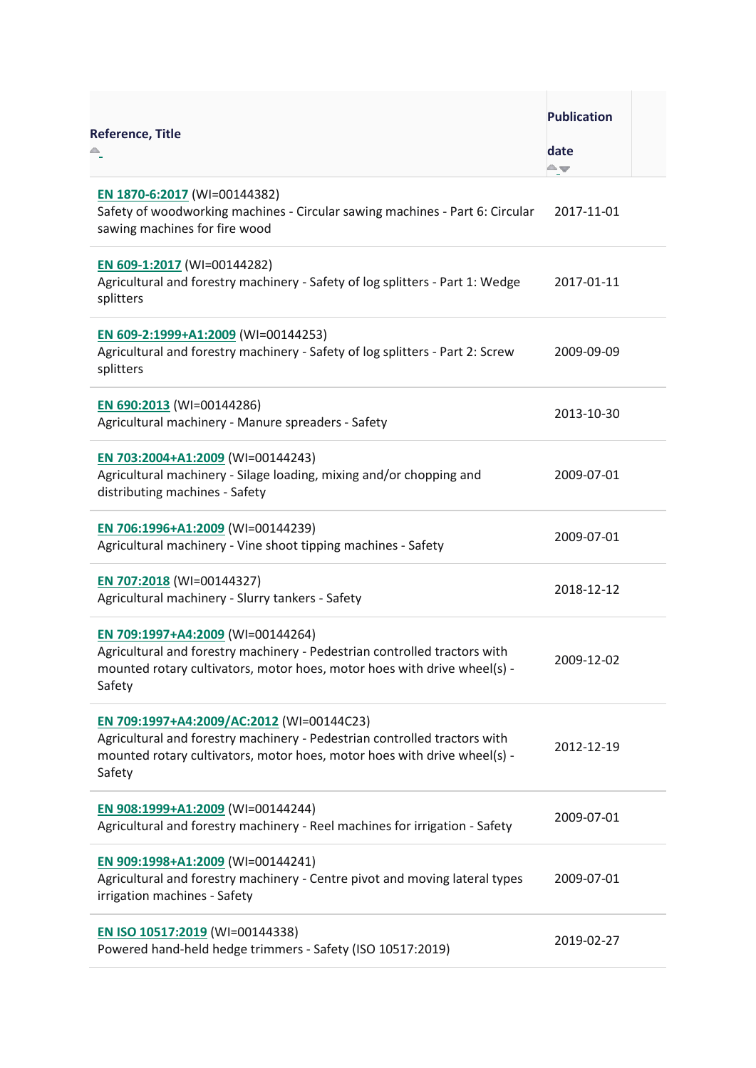| Reference, Title | Publication date |
|---|---|
| **EN 1870-6:2017** (WI=00144382) Safety of woodworking machines - Circular sawing machines - Part 6: Circular sawing machines for fire wood | 2017-11-01 |
| **EN 609-1:2017** (WI=00144282) Agricultural and forestry machinery - Safety of log splitters - Part 1: Wedge splitters | 2017-01-11 |
| **EN 609-2:1999+A1:2009** (WI=00144253) Agricultural and forestry machinery - Safety of log splitters - Part 2: Screw splitters | 2009-09-09 |
| **EN 690:2013** (WI=00144286) Agricultural machinery - Manure spreaders - Safety | 2013-10-30 |
| **EN 703:2004+A1:2009** (WI=00144243) Agricultural machinery - Silage loading, mixing and/or chopping and distributing machines - Safety | 2009-07-01 |
| **EN 706:1996+A1:2009** (WI=00144239) Agricultural machinery - Vine shoot tipping machines - Safety | 2009-07-01 |
| **EN 707:2018** (WI=00144327) Agricultural machinery - Slurry tankers - Safety | 2018-12-12 |
| **EN 709:1997+A4:2009** (WI=00144264) Agricultural and forestry machinery - Pedestrian controlled tractors with mounted rotary cultivators, motor hoes, motor hoes with drive wheel(s) - Safety | 2009-12-02 |
| **EN 709:1997+A4:2009/AC:2012** (WI=00144C23) Agricultural and forestry machinery - Pedestrian controlled tractors with mounted rotary cultivators, motor hoes, motor hoes with drive wheel(s) - Safety | 2012-12-19 |
| **EN 908:1999+A1:2009** (WI=00144244) Agricultural and forestry machinery - Reel machines for irrigation - Safety | 2009-07-01 |
| **EN 909:1998+A1:2009** (WI=00144241) Agricultural and forestry machinery - Centre pivot and moving lateral types irrigation machines - Safety | 2009-07-01 |
| **EN ISO 10517:2019** (WI=00144338) Powered hand-held hedge trimmers - Safety (ISO 10517:2019) | 2019-02-27 |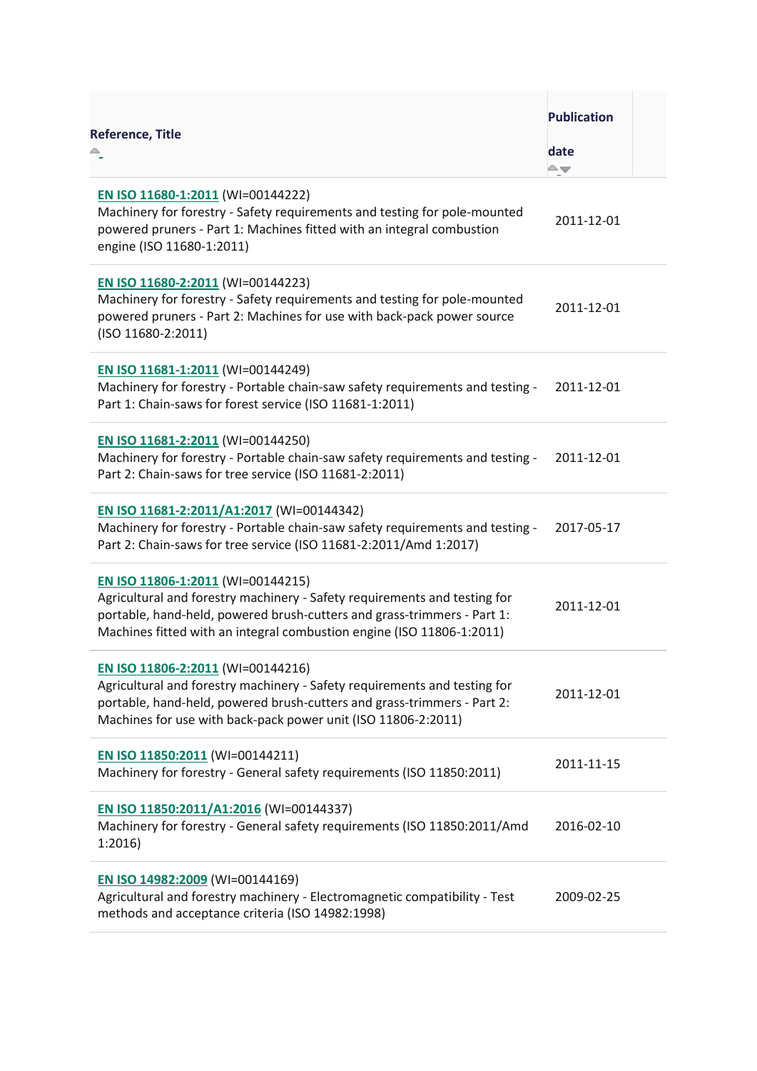| Reference, Title | Publication date |
| --- | --- |
| **EN ISO 11680-1:2011** (WI=00144222) Machinery for forestry - Safety requirements and testing for pole-mounted powered pruners - Part 1: Machines fitted with an integral combustion engine (ISO 11680-1:2011) | 2011-12-01 |
| **EN ISO 11680-2:2011** (WI=00144223) Machinery for forestry - Safety requirements and testing for pole-mounted powered pruners - Part 2: Machines for use with back-pack power source (ISO 11680-2:2011) | 2011-12-01 |
| **EN ISO 11681-1:2011** (WI=00144249) Machinery for forestry - Portable chain-saw safety requirements and testing - Part 1: Chain-saws for forest service (ISO 11681-1:2011) | 2011-12-01 |
| **EN ISO 11681-2:2011** (WI=00144250) Machinery for forestry - Portable chain-saw safety requirements and testing - Part 2: Chain-saws for tree service (ISO 11681-2:2011) | 2011-12-01 |
| **EN ISO 11681-2:2011/A1:2017** (WI=00144342) Machinery for forestry - Portable chain-saw safety requirements and testing - Part 2: Chain-saws for tree service (ISO 11681-2:2011/Amd 1:2017) | 2017-05-17 |
| **EN ISO 11806-1:2011** (WI=00144215) Agricultural and forestry machinery - Safety requirements and testing for portable, hand-held, powered brush-cutters and grass-trimmers - Part 1: Machines fitted with an integral combustion engine (ISO 11806-1:2011) | 2011-12-01 |
| **EN ISO 11806-2:2011** (WI=00144216) Agricultural and forestry machinery - Safety requirements and testing for portable, hand-held, powered brush-cutters and grass-trimmers - Part 2: Machines for use with back-pack power unit (ISO 11806-2:2011) | 2011-12-01 |
| **EN ISO 11850:2011** (WI=00144211) Machinery for forestry - General safety requirements (ISO 11850:2011) | 2011-11-15 |
| **EN ISO 11850:2011/A1:2016** (WI=00144337) Machinery for forestry - General safety requirements (ISO 11850:2011/Amd 1:2016) | 2016-02-10 |
| **EN ISO 14982:2009** (WI=00144169) Agricultural and forestry machinery - Electromagnetic compatibility - Test methods and acceptance criteria (ISO 14982:1998) | 2009-02-25 |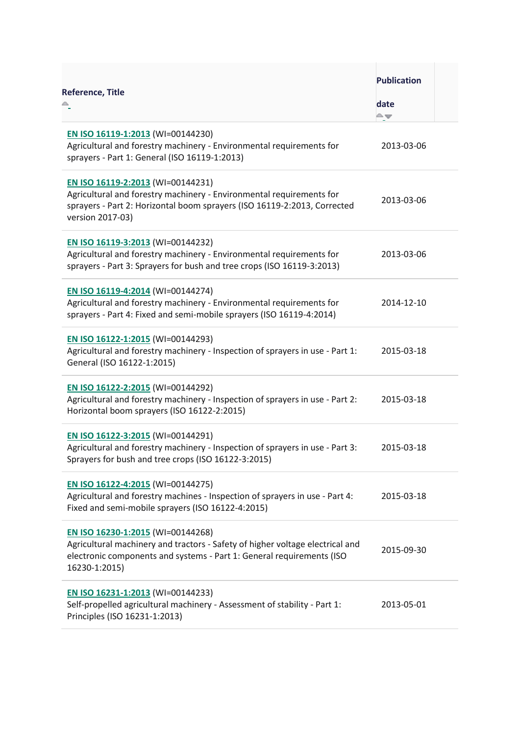| Reference, Title | Publication date |
|---|---|
| **EN ISO 16119-1:2013** (WI=00144230)<br>Agricultural and forestry machinery - Environmental requirements for sprayers - Part 1: General (ISO 16119-1:2013) | 2013-03-06 |
| **EN ISO 16119-2:2013** (WI=00144231)<br>Agricultural and forestry machinery - Environmental requirements for sprayers - Part 2: Horizontal boom sprayers (ISO 16119-2:2013, Corrected version 2017-03) | 2013-03-06 |
| **EN ISO 16119-3:2013** (WI=00144232)<br>Agricultural and forestry machinery - Environmental requirements for sprayers - Part 3: Sprayers for bush and tree crops (ISO 16119-3:2013) | 2013-03-06 |
| **EN ISO 16119-4:2014** (WI=00144274)<br>Agricultural and forestry machinery - Environmental requirements for sprayers - Part 4: Fixed and semi-mobile sprayers (ISO 16119-4:2014) | 2014-12-10 |
| **EN ISO 16122-1:2015** (WI=00144293)<br>Agricultural and forestry machinery - Inspection of sprayers in use - Part 1: General (ISO 16122-1:2015) | 2015-03-18 |
| **EN ISO 16122-2:2015** (WI=00144292)<br>Agricultural and forestry machinery - Inspection of sprayers in use - Part 2: Horizontal boom sprayers (ISO 16122-2:2015) | 2015-03-18 |
| **EN ISO 16122-3:2015** (WI=00144291)<br>Agricultural and forestry machinery - Inspection of sprayers in use - Part 3: Sprayers for bush and tree crops (ISO 16122-3:2015) | 2015-03-18 |
| **EN ISO 16122-4:2015** (WI=00144275)<br>Agricultural and forestry machines - Inspection of sprayers in use - Part 4: Fixed and semi-mobile sprayers (ISO 16122-4:2015) | 2015-03-18 |
| **EN ISO 16230-1:2015** (WI=00144268)<br>Agricultural machinery and tractors - Safety of higher voltage electrical and electronic components and systems - Part 1: General requirements (ISO 16230-1:2015) | 2015-09-30 |
| **EN ISO 16231-1:2013** (WI=00144233)<br>Self-propelled agricultural machinery - Assessment of stability - Part 1: Principles (ISO 16231-1:2013) | 2013-05-01 |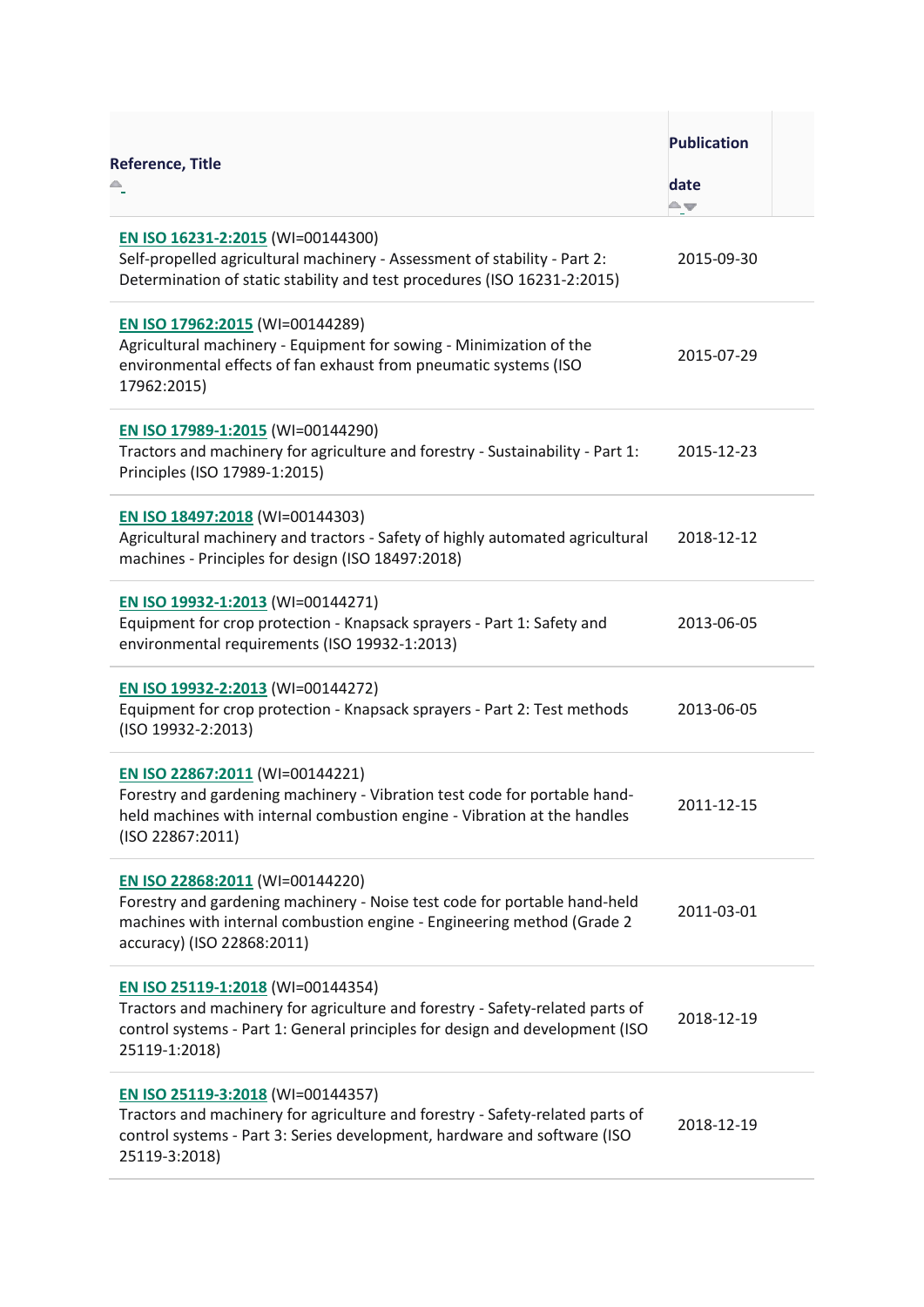| Reference, Title | Publication date |
| --- | --- |
| **EN ISO 16231-2:2015** (WI=00144300) Self-propelled agricultural machinery - Assessment of stability - Part 2: Determination of static stability and test procedures (ISO 16231-2:2015) | 2015-09-30 |
| **EN ISO 17962:2015** (WI=00144289) Agricultural machinery - Equipment for sowing - Minimization of the environmental effects of fan exhaust from pneumatic systems (ISO 17962:2015) | 2015-07-29 |
| **EN ISO 17989-1:2015** (WI=00144290) Tractors and machinery for agriculture and forestry - Sustainability - Part 1: Principles (ISO 17989-1:2015) | 2015-12-23 |
| **EN ISO 18497:2018** (WI=00144303) Agricultural machinery and tractors - Safety of highly automated agricultural machines - Principles for design (ISO 18497:2018) | 2018-12-12 |
| **EN ISO 19932-1:2013** (WI=00144271) Equipment for crop protection - Knapsack sprayers - Part 1: Safety and environmental requirements (ISO 19932-1:2013) | 2013-06-05 |
| **EN ISO 19932-2:2013** (WI=00144272) Equipment for crop protection - Knapsack sprayers - Part 2: Test methods (ISO 19932-2:2013) | 2013-06-05 |
| **EN ISO 22867:2011** (WI=00144221) Forestry and gardening machinery - Vibration test code for portable hand-held machines with internal combustion engine - Vibration at the handles (ISO 22867:2011) | 2011-12-15 |
| **EN ISO 22868:2011** (WI=00144220) Forestry and gardening machinery - Noise test code for portable hand-held machines with internal combustion engine - Engineering method (Grade 2 accuracy) (ISO 22868:2011) | 2011-03-01 |
| **EN ISO 25119-1:2018** (WI=00144354) Tractors and machinery for agriculture and forestry - Safety-related parts of control systems - Part 1: General principles for design and development (ISO 25119-1:2018) | 2018-12-19 |
| **EN ISO 25119-3:2018** (WI=00144357) Tractors and machinery for agriculture and forestry - Safety-related parts of control systems - Part 3: Series development, hardware and software (ISO 25119-3:2018) | 2018-12-19 |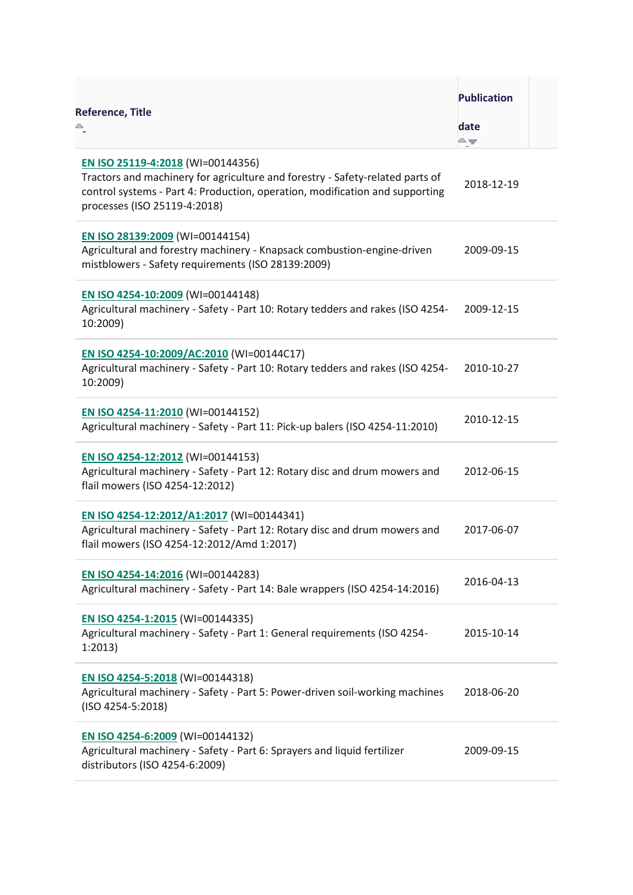| Reference, Title | Publication date |
|---|---|
| **EN ISO 25119-4:2018** (WI=00144356)<br>Tractors and machinery for agriculture and forestry - Safety-related parts of control systems - Part 4: Production, operation, modification and supporting processes (ISO 25119-4:2018) | 2018-12-19 |
| **EN ISO 28139:2009** (WI=00144154)<br>Agricultural and forestry machinery - Knapsack combustion-engine-driven mistblowers - Safety requirements (ISO 28139:2009) | 2009-09-15 |
| **EN ISO 4254-10:2009** (WI=00144148)<br>Agricultural machinery - Safety - Part 10: Rotary tedders and rakes (ISO 4254-10:2009) | 2009-12-15 |
| **EN ISO 4254-10:2009/AC:2010** (WI=00144C17)<br>Agricultural machinery - Safety - Part 10: Rotary tedders and rakes (ISO 4254-10:2009) | 2010-10-27 |
| **EN ISO 4254-11:2010** (WI=00144152)<br>Agricultural machinery - Safety - Part 11: Pick-up balers (ISO 4254-11:2010) | 2010-12-15 |
| **EN ISO 4254-12:2012** (WI=00144153)<br>Agricultural machinery - Safety - Part 12: Rotary disc and drum mowers and flail mowers (ISO 4254-12:2012) | 2012-06-15 |
| **EN ISO 4254-12:2012/A1:2017** (WI=00144341)<br>Agricultural machinery - Safety - Part 12: Rotary disc and drum mowers and flail mowers (ISO 4254-12:2012/Amd 1:2017) | 2017-06-07 |
| **EN ISO 4254-14:2016** (WI=00144283)<br>Agricultural machinery - Safety - Part 14: Bale wrappers (ISO 4254-14:2016) | 2016-04-13 |
| **EN ISO 4254-1:2015** (WI=00144335)<br>Agricultural machinery - Safety - Part 1: General requirements (ISO 4254-1:2013) | 2015-10-14 |
| **EN ISO 4254-5:2018** (WI=00144318)<br>Agricultural machinery - Safety - Part 5: Power-driven soil-working machines (ISO 4254-5:2018) | 2018-06-20 |
| **EN ISO 4254-6:2009** (WI=00144132)<br>Agricultural machinery - Safety - Part 6: Sprayers and liquid fertilizer distributors (ISO 4254-6:2009) | 2009-09-15 |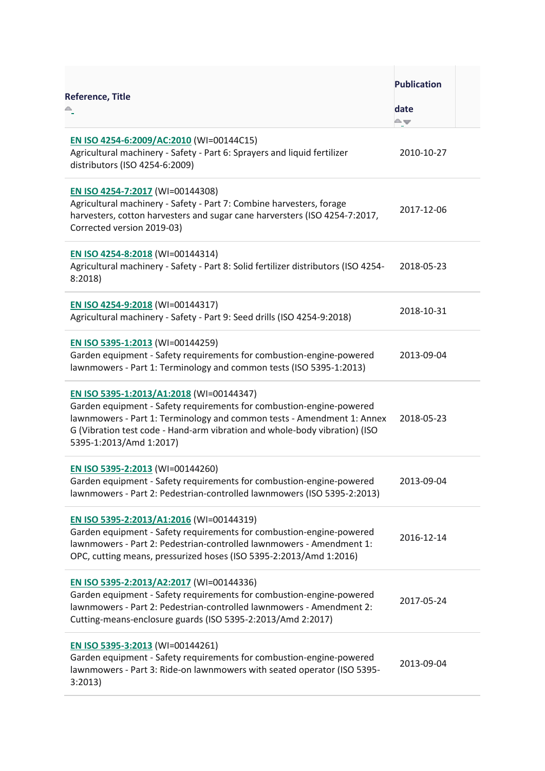| Reference, Title | Publication date |
|---|---|
| **EN ISO 4254-6:2009/AC:2010** (WI=00144C15)<br>Agricultural machinery - Safety - Part 6: Sprayers and liquid fertilizer distributors (ISO 4254-6:2009) | 2010-10-27 |
| **EN ISO 4254-7:2017** (WI=00144308)<br>Agricultural machinery - Safety - Part 7: Combine harvesters, forage harvesters, cotton harvesters and sugar cane harversters (ISO 4254-7:2017, Corrected version 2019-03) | 2017-12-06 |
| **EN ISO 4254-8:2018** (WI=00144314)<br>Agricultural machinery - Safety - Part 8: Solid fertilizer distributors (ISO 4254-8:2018) | 2018-05-23 |
| **EN ISO 4254-9:2018** (WI=00144317)<br>Agricultural machinery - Safety - Part 9: Seed drills (ISO 4254-9:2018) | 2018-10-31 |
| **EN ISO 5395-1:2013** (WI=00144259)<br>Garden equipment - Safety requirements for combustion-engine-powered lawnmowers - Part 1: Terminology and common tests (ISO 5395-1:2013) | 2013-09-04 |
| **EN ISO 5395-1:2013/A1:2018** (WI=00144347)<br>Garden equipment - Safety requirements for combustion-engine-powered lawnmowers - Part 1: Terminology and common tests - Amendment 1: Annex G (Vibration test code - Hand-arm vibration and whole-body vibration) (ISO 5395-1:2013/Amd 1:2017) | 2018-05-23 |
| **EN ISO 5395-2:2013** (WI=00144260)<br>Garden equipment - Safety requirements for combustion-engine-powered lawnmowers - Part 2: Pedestrian-controlled lawnmowers (ISO 5395-2:2013) | 2013-09-04 |
| **EN ISO 5395-2:2013/A1:2016** (WI=00144319)<br>Garden equipment - Safety requirements for combustion-engine-powered lawnmowers - Part 2: Pedestrian-controlled lawnmowers - Amendment 1: OPC, cutting means, pressurized hoses (ISO 5395-2:2013/Amd 1:2016) | 2016-12-14 |
| **EN ISO 5395-2:2013/A2:2017** (WI=00144336)<br>Garden equipment - Safety requirements for combustion-engine-powered lawnmowers - Part 2: Pedestrian-controlled lawnmowers - Amendment 2: Cutting-means-enclosure guards (ISO 5395-2:2013/Amd 2:2017) | 2017-05-24 |
| **EN ISO 5395-3:2013** (WI=00144261)<br>Garden equipment - Safety requirements for combustion-engine-powered lawnmowers - Part 3: Ride-on lawnmowers with seated operator (ISO 5395-3:2013) | 2013-09-04 |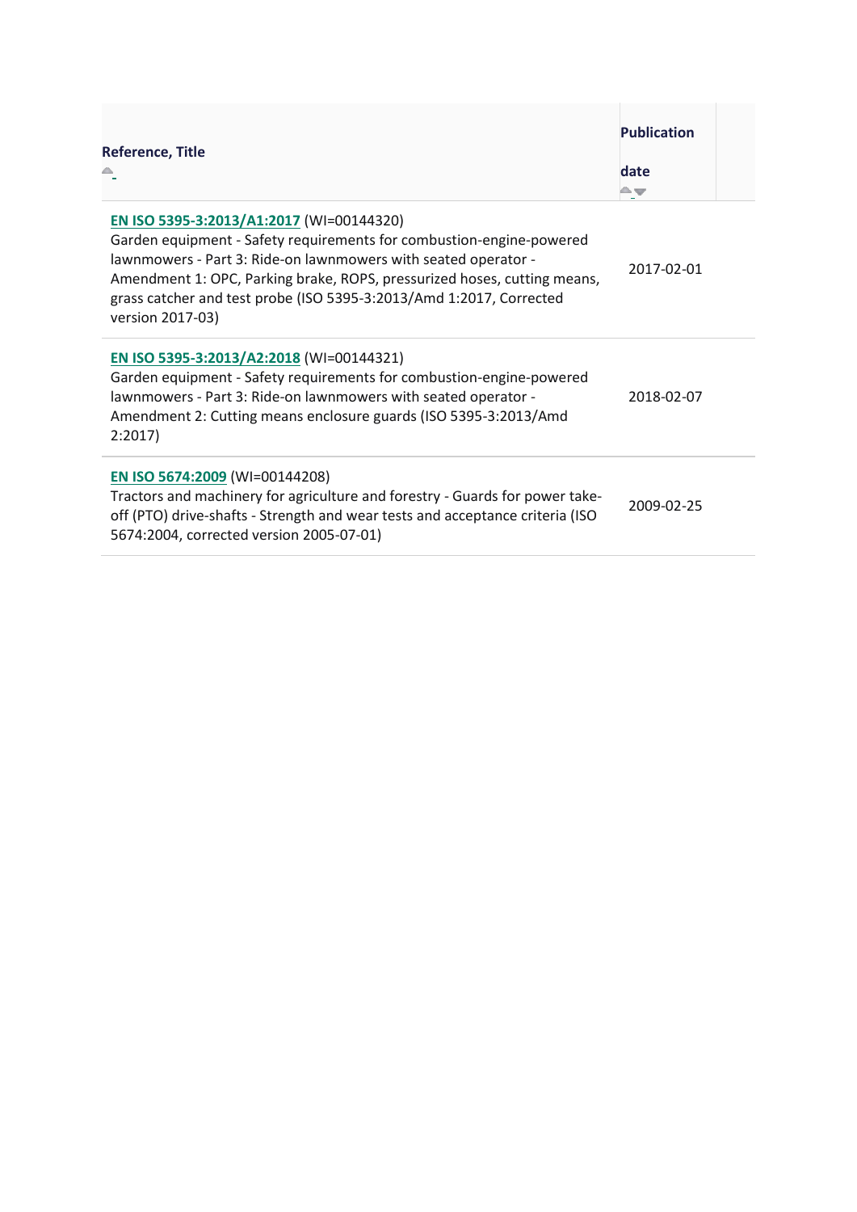| Reference, Title | Publication date |
|---|---|
| **EN ISO 5395-3:2013/A1:2017** (WI=00144320)<br>Garden equipment - Safety requirements for combustion-engine-powered lawnmowers - Part 3: Ride-on lawnmowers with seated operator - Amendment 1: OPC, Parking brake, ROPS, pressurized hoses, cutting means, grass catcher and test probe (ISO 5395-3:2013/Amd 1:2017, Corrected version 2017-03) | 2017-02-01 |
| **EN ISO 5395-3:2013/A2:2018** (WI=00144321)<br>Garden equipment - Safety requirements for combustion-engine-powered lawnmowers - Part 3: Ride-on lawnmowers with seated operator - Amendment 2: Cutting means enclosure guards (ISO 5395-3:2013/Amd 2:2017) | 2018-02-07 |
| **EN ISO 5674:2009** (WI=00144208)<br>Tractors and machinery for agriculture and forestry - Guards for power take-off (PTO) drive-shafts - Strength and wear tests and acceptance criteria (ISO 5674:2004, corrected version 2005-07-01) | 2009-02-25 |